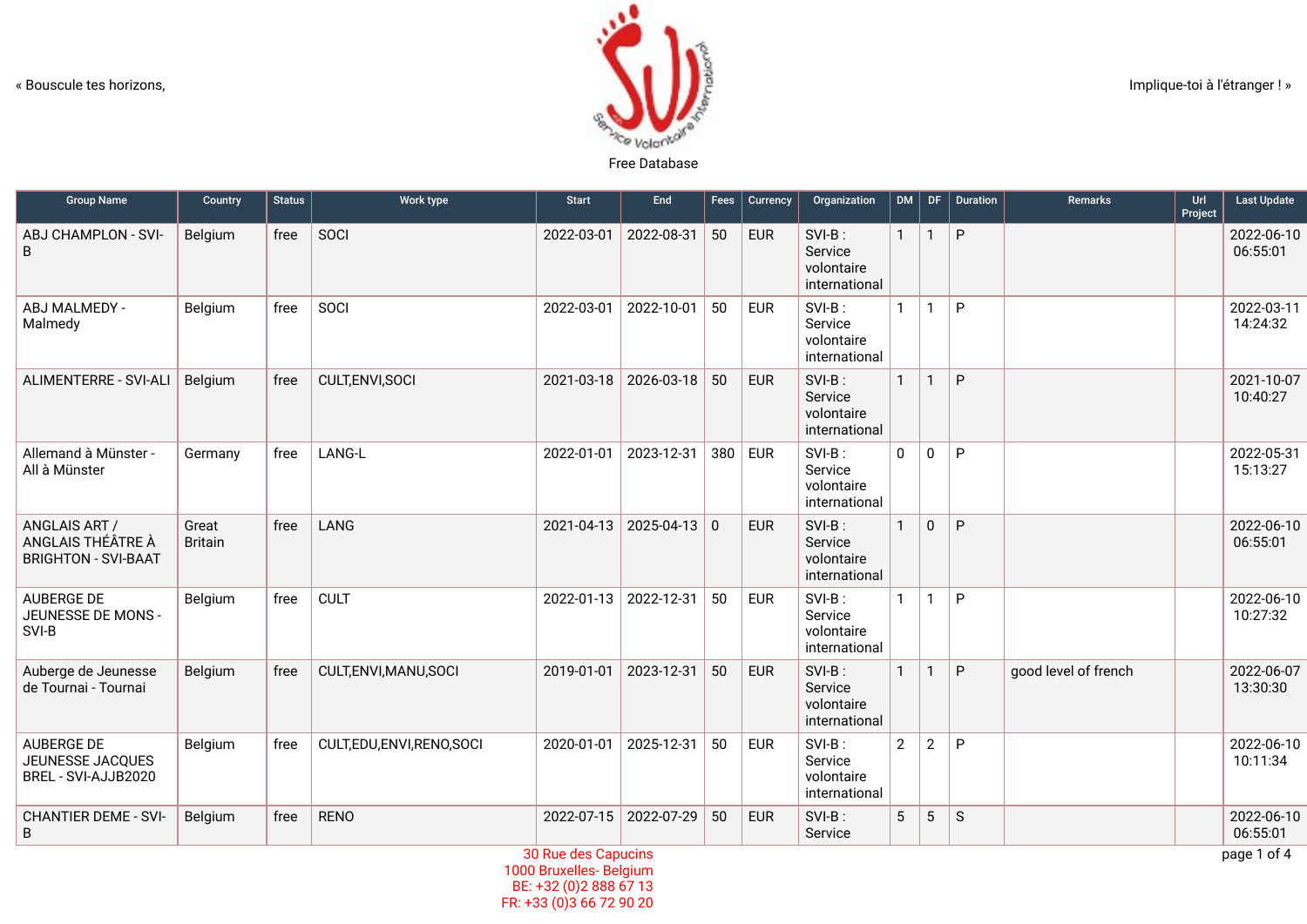« Bouscule tes horizons, Implique-toi à l'étranger ! »

Free Database

| Group Name | Country | Status | Work type | Start | End | Fees | Currency | Organization | DM | DF | Duration | Remarks | Url Project | Last Update |
|---|---|---|---|---|---|---|---|---|---|---|---|---|---|---|
| ABJ CHAMPLON - SVI-B | Belgium | free | SOCI | 2022-03-01 | 2022-08-31 | 50 | EUR | SVI-B : Service volontaire international | 1 | 1 | P | | | 2022-06-10 06:55:01 |
| ABJ MALMEDY - Malmedy | Belgium | free | SOCI | 2022-03-01 | 2022-10-01 | 50 | EUR | SVI-B : Service volontaire international | 1 | 1 | P | | | 2022-03-11 14:24:32 |
| ALIMENTERRE - SVI-ALI | Belgium | free | CULT,ENVI,SOCI | 2021-03-18 | 2026-03-18 | 50 | EUR | SVI-B : Service volontaire international | 1 | 1 | P | | | 2021-10-07 10:40:27 |
| Allemand à Münster - All à Münster | Germany | free | LANG-L | 2022-01-01 | 2023-12-31 | 380 | EUR | SVI-B : Service volontaire international | 0 | 0 | P | | | 2022-05-31 15:13:27 |
| ANGLAIS ART / ANGLAIS THÉÂTRE À BRIGHTON - SVI-BAAT | Great Britain | free | LANG | 2021-04-13 | 2025-04-13 | 0 | EUR | SVI-B : Service volontaire international | 1 | 0 | P | | | 2022-06-10 06:55:01 |
| AUBERGE DE JEUNESSE DE MONS - SVI-B | Belgium | free | CULT | 2022-01-13 | 2022-12-31 | 50 | EUR | SVI-B : Service volontaire international | 1 | 1 | P | | | 2022-06-10 10:27:32 |
| Auberge de Jeunesse de Tournai - Tournai | Belgium | free | CULT,ENVI,MANU,SOCI | 2019-01-01 | 2023-12-31 | 50 | EUR | SVI-B : Service volontaire international | 1 | 1 | P | good level of french | | 2022-06-07 13:30:30 |
| AUBERGE DE JEUNESSE JACQUES BREL - SVI-AJJB2020 | Belgium | free | CULT,EDU,ENVI,RENO,SOCI | 2020-01-01 | 2025-12-31 | 50 | EUR | SVI-B : Service volontaire international | 2 | 2 | P | | | 2022-06-10 10:11:34 |
| CHANTIER DEME - SVI-B | Belgium | free | RENO | 2022-07-15 | 2022-07-29 | 50 | EUR | SVI-B : Service | 5 | 5 | S | | | 2022-06-10 06:55:01 |

30 Rue des Capucins
1000 Bruxelles- Belgium
BE: +32 (0)2 888 67 13
FR: +33 (0)3 66 72 90 20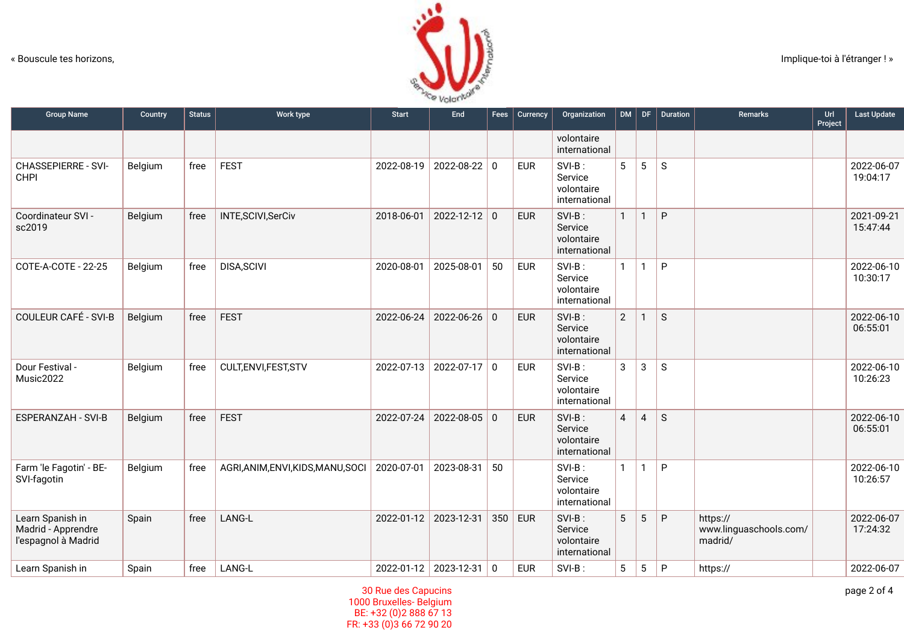« Bouscule tes horizons, Implique-toi à l'étranger ! »

| Group Name | Country | Status | Work type | Start | End | Fees | Currency | Organization | DM | DF | Duration | Remarks | Url Project | Last Update |
|---|---|---|---|---|---|---|---|---|---|---|---|---|---|---|
| | | | | | | | | volontaire international | | | | | | |
| CHASSEPIERRE - SVI-CHPI | Belgium | free | FEST | 2022-08-19 | 2022-08-22 | 0 | EUR | SVI-B : Service volontaire international | 5 | 5 | S | | | 2022-06-07 19:04:17 |
| Coordinateur SVI - sc2019 | Belgium | free | INTE,SCIVI,SerCiv | 2018-06-01 | 2022-12-12 | 0 | EUR | SVI-B : Service volontaire international | 1 | 1 | P | | | 2021-09-21 15:47:44 |
| COTE-A-COTE - 22-25 | Belgium | free | DISA,SCIVI | 2020-08-01 | 2025-08-01 | 50 | EUR | SVI-B : Service volontaire international | 1 | 1 | P | | | 2022-06-10 10:30:17 |
| COULEUR CAFÉ - SVI-B | Belgium | free | FEST | 2022-06-24 | 2022-06-26 | 0 | EUR | SVI-B : Service volontaire international | 2 | 1 | S | | | 2022-06-10 06:55:01 |
| Dour Festival - Music2022 | Belgium | free | CULT,ENVI,FEST,STV | 2022-07-13 | 2022-07-17 | 0 | EUR | SVI-B : Service volontaire international | 3 | 3 | S | | | 2022-06-10 10:26:23 |
| ESPERANZAH - SVI-B | Belgium | free | FEST | 2022-07-24 | 2022-08-05 | 0 | EUR | SVI-B : Service volontaire international | 4 | 4 | S | | | 2022-06-10 06:55:01 |
| Farm 'le Fagotin' - BE-SVI-fagotin | Belgium | free | AGRI,ANIM,ENVI,KIDS,MANU,SOCI | 2020-07-01 | 2023-08-31 | 50 | | SVI-B : Service volontaire international | 1 | 1 | P | | | 2022-06-10 10:26:57 |
| Learn Spanish in Madrid - Apprendre l'espagnol à Madrid | Spain | free | LANG-L | 2022-01-12 | 2023-12-31 | 350 | EUR | SVI-B : Service volontaire international | 5 | 5 | P | https://www.linguaschools.com/madrid/ | | 2022-06-07 17:24:32 |
| Learn Spanish in | Spain | free | LANG-L | 2022-01-12 | 2023-12-31 | 0 | EUR | SVI-B : | 5 | 5 | P | https:// | | 2022-06-07 |

30 Rue des Capucins
1000 Bruxelles- Belgium
BE: +32 (0)2 888 67 13
FR: +33 (0)3 66 72 90 20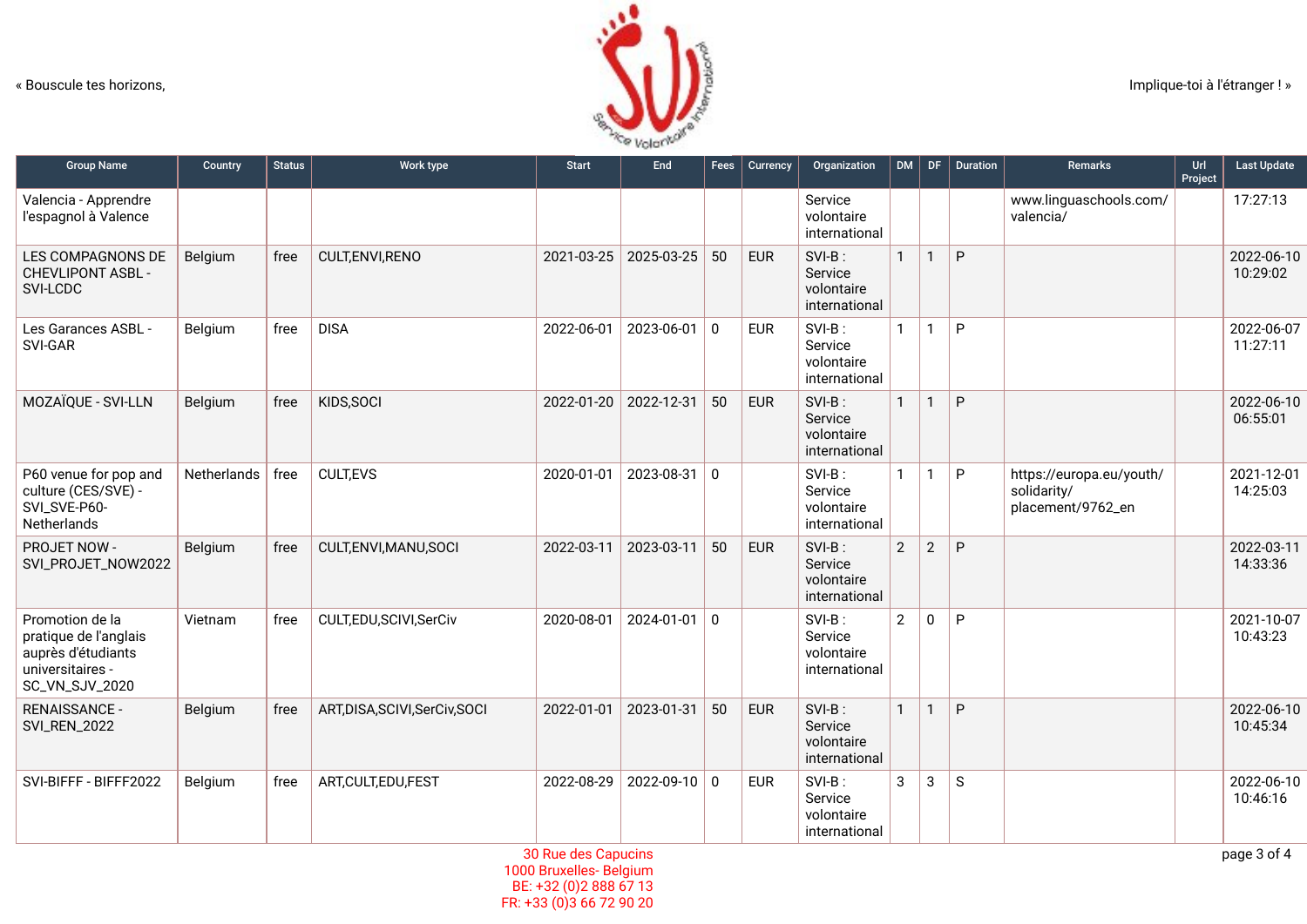| Group Name | Country | Status | Work type | Start | End | Fees | Currency | Organization | DM | DF | Duration | Remarks | Url Project | Last Update |
|---|---|---|---|---|---|---|---|---|---|---|---|---|---|---|
| Valencia - Apprendre l'espagnol à Valence | | | | | | | | Service volontaire international | | | | www.linguaschools.com/valencia/ | | 17:27:13 |
| LES COMPAGNONS DE CHEVLIPONT ASBL - SVI-LCDC | Belgium | free | CULT,ENVI,RENO | 2021-03-25 | 2025-03-25 | 50 | EUR | SVI-B : Service volontaire international | 1 | 1 | P | | | 2022-06-10 10:29:02 |
| Les Garances ASBL - SVI-GAR | Belgium | free | DISA | 2022-06-01 | 2023-06-01 | 0 | EUR | SVI-B : Service volontaire international | 1 | 1 | P | | | 2022-06-07 11:27:11 |
| MOZAÏQUE - SVI-LLN | Belgium | free | KIDS,SOCI | 2022-01-20 | 2022-12-31 | 50 | EUR | SVI-B : Service volontaire international | 1 | 1 | P | | | 2022-06-10 06:55:01 |
| P60 venue for pop and culture (CES/SVE) - SVI_SVE-P60-Netherlands | Netherlands | free | CULT,EVS | 2020-01-01 | 2023-08-31 | 0 | | SVI-B : Service volontaire international | 1 | 1 | P | https://europa.eu/youth/solidarity/placement/9762_en | | 2021-12-01 14:25:03 |
| PROJET NOW - SVI_PROJET_NOW2022 | Belgium | free | CULT,ENVI,MANU,SOCI | 2022-03-11 | 2023-03-11 | 50 | EUR | SVI-B : Service volontaire international | 2 | 2 | P | | | 2022-03-11 14:33:36 |
| Promotion de la pratique de l'anglais auprès d'étudiants universitaires - SC_VN_SJV_2020 | Vietnam | free | CULT,EDU,SCIVI,SerCiv | 2020-08-01 | 2024-01-01 | 0 | | SVI-B : Service volontaire international | 2 | 0 | P | | | 2021-10-07 10:43:23 |
| RENAISSANCE - SVI_REN_2022 | Belgium | free | ART,DISA,SCIVI,SerCiv,SOCI | 2022-01-01 | 2023-01-31 | 50 | EUR | SVI-B : Service volontaire international | 1 | 1 | P | | | 2022-06-10 10:45:34 |
| SVI-BIFFF - BIFFF2022 | Belgium | free | ART,CULT,EDU,FEST | 2022-08-29 | 2022-09-10 | 0 | EUR | SVI-B : Service volontaire international | 3 | 3 | S | | | 2022-06-10 10:46:16 |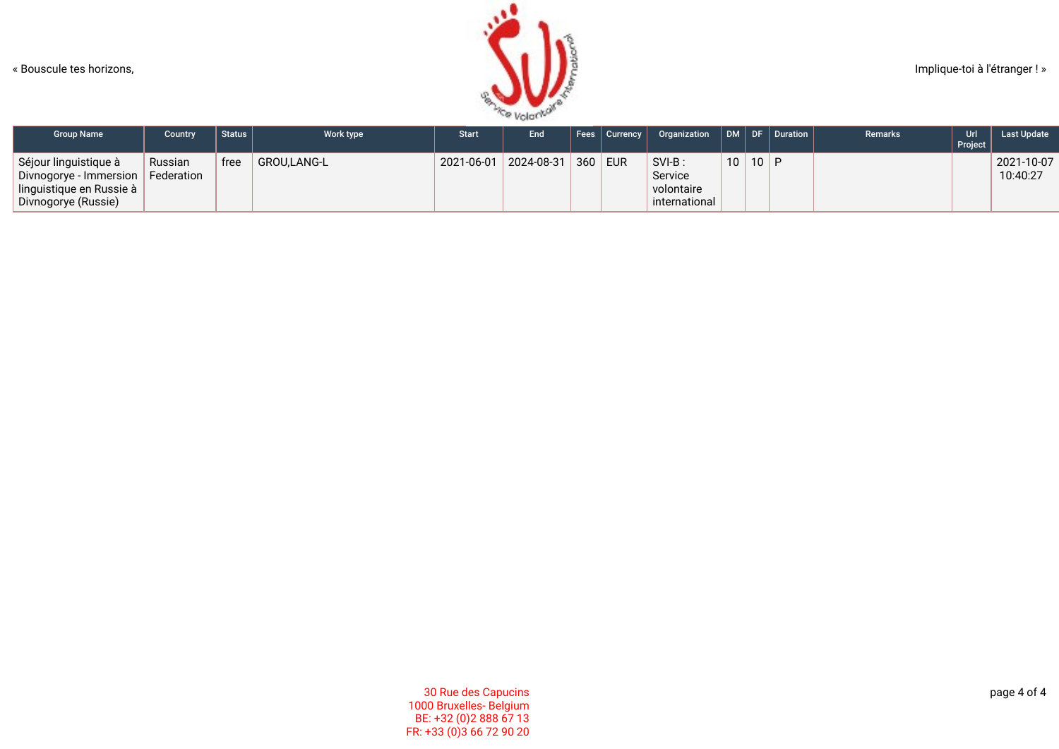« Bouscule tes horizons, Implique-toi à l'étranger ! »

| Group Name | Country | Status | Work type | Start | End | Fees | Currency | Organization | DM | DF | Duration | Remarks | Url Project | Last Update |
|---|---|---|---|---|---|---|---|---|---|---|---|---|---|---|
| Séjour linguistique à Divnogorye - Immersion linguistique en Russie à Divnogorye (Russie) | Russian Federation | free | GROU,LANG-L | 2021-06-01 | 2024-08-31 | 360 | EUR | SVI-B : Service volontaire international | 10 | 10 | P | | | 2021-10-07 10:40:27 |

30 Rue des Capucins
1000 Bruxelles- Belgium
BE: +32 (0)2 888 67 13
FR: +33 (0)3 66 72 90 20